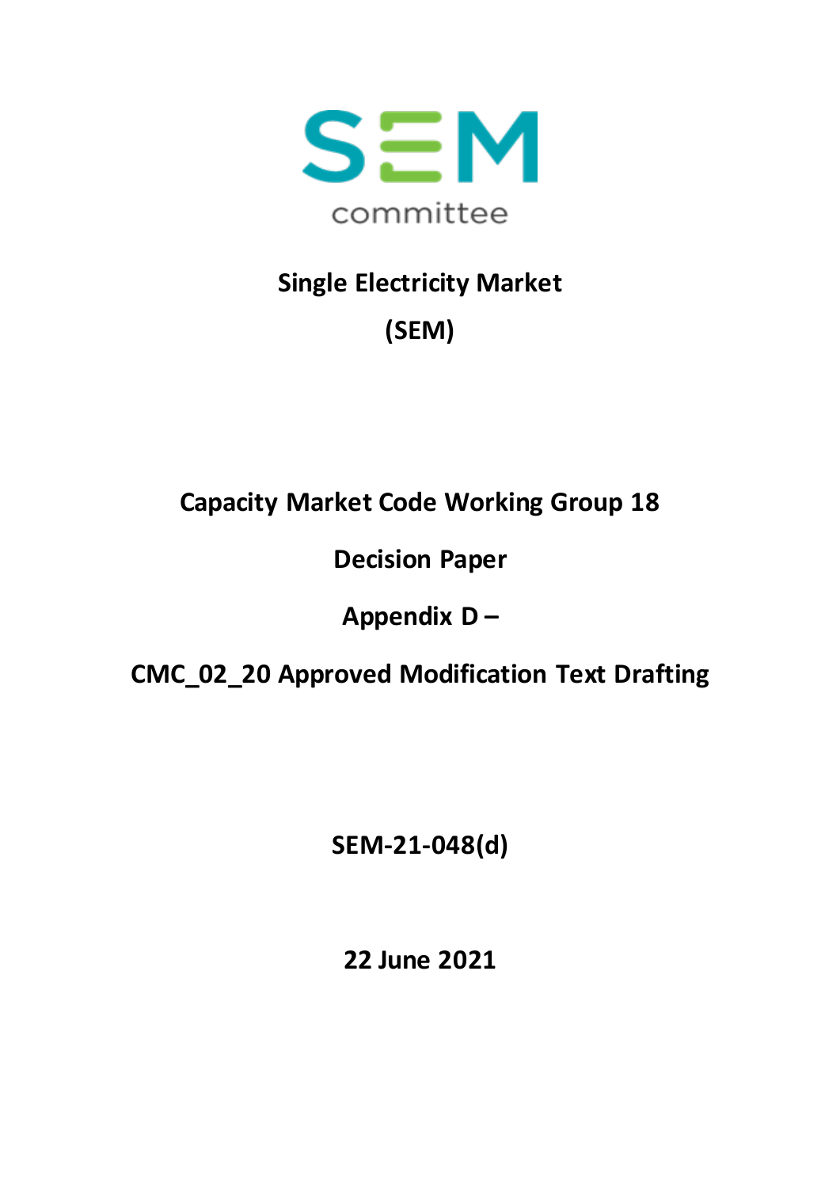SEM committee

# Single Electricity Market

# (SEM)

## Capacity Market Code Working Group 18

## Decision Paper

## Appendix D –

## CMC_02_20 Approved Modification Text Drafting

**SEM-21-048(d)**

**22 June 2021**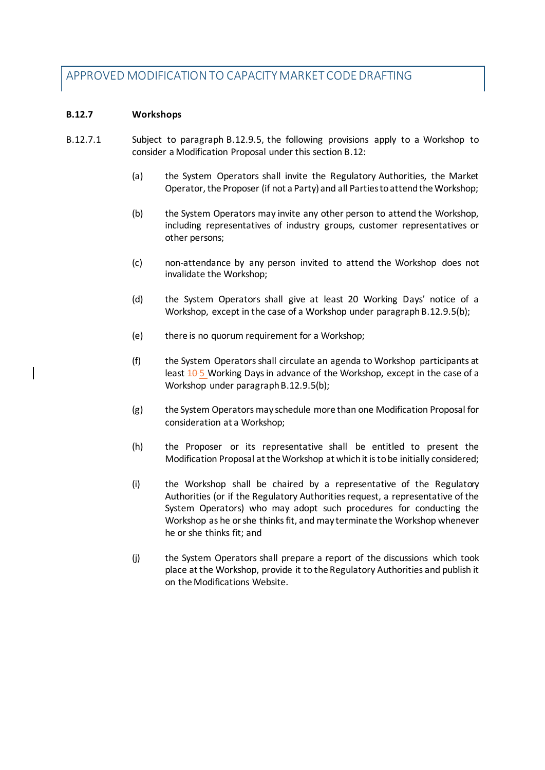**B.12.7 Workshops**

B.12.7.1 Subject to paragraph B.12.9.5, the following provisions apply to a Workshop to consider a Modification Proposal under this section B.12:

(a) the System Operators shall invite the Regulatory Authorities, the Market Operator, the Proposer (if not a Party) and all Parties to attend the Workshop;

(b) the System Operators may invite any other person to attend the Workshop, including representatives of industry groups, customer representatives or other persons;

(c) non-attendance by any person invited to attend the Workshop does not invalidate the Workshop;

(d) the System Operators shall give at least 20 Working Days' notice of a Workshop, except in the case of a Workshop under paragraph B.12.9.5(b);

(e) there is no quorum requirement for a Workshop;

(f) the System Operators shall circulate an agenda to Workshop participants at least ~~10~~ 5 Working Days in advance of the Workshop, except in the case of a Workshop under paragraph B.12.9.5(b);

(g) the System Operators may schedule more than one Modification Proposal for consideration at a Workshop;

(h) the Proposer or its representative shall be entitled to present the Modification Proposal at the Workshop at which it is to be initially considered;

(i) the Workshop shall be chaired by a representative of the Regulatory Authorities (or if the Regulatory Authorities request, a representative of the System Operators) who may adopt such procedures for conducting the Workshop as he or she thinks fit, and may terminate the Workshop whenever he or she thinks fit; and

(j) the System Operators shall prepare a report of the discussions which took place at the Workshop, provide it to the Regulatory Authorities and publish it on the Modifications Website.